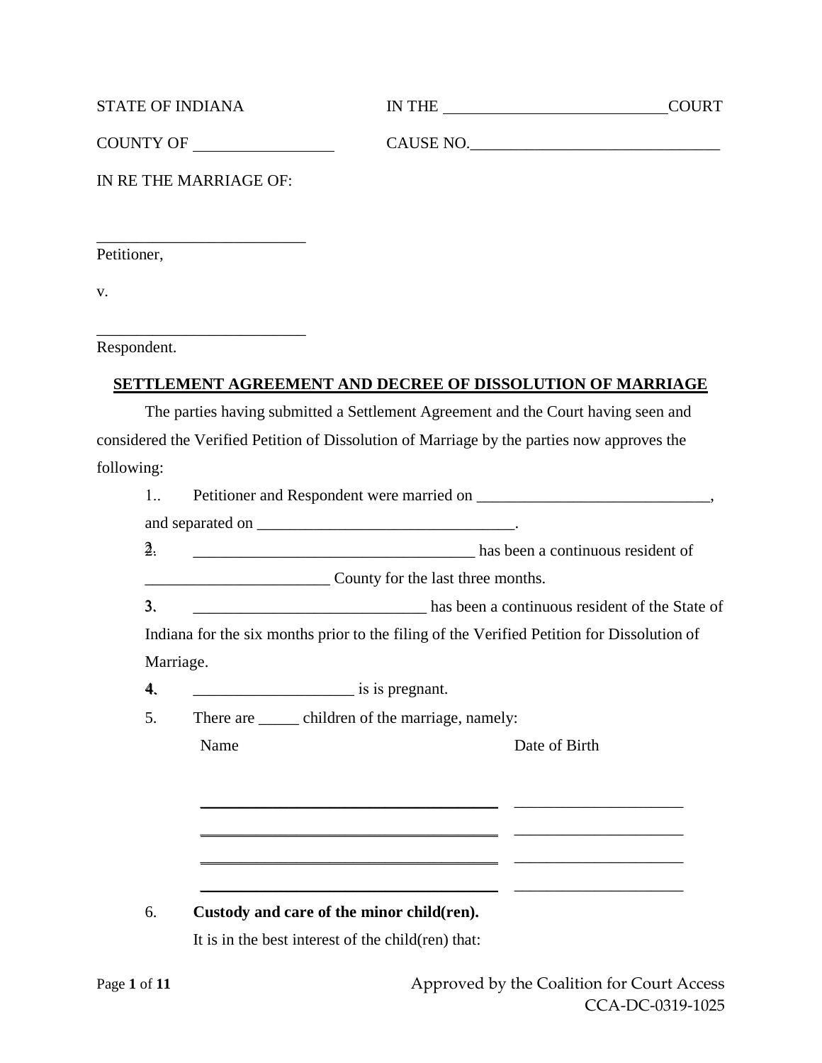STATE OF INDIANA IN THE ____________________________COURT

COUNTY OF __________________ CAUSE NO.________________________________

IN RE THE MARRIAGE OF:

___________________________
Petitioner,

v.

___________________________
Respondent.

**SETTLEMENT AGREEMENT AND DECREE OF DISSOLUTION OF MARRIAGE**

The parties having submitted a Settlement Agreement and the Court having seen and considered the Verified Petition of Dissolution of Marriage by the parties now approves the following:

1.. Petitioner and Respondent were married on ______________________________, and separated on _________________________________.

2. ____________________________________ has been a continuous resident of ________________________ County for the last three months.

3. _____________________________ has been a continuous resident of the State of Indiana for the six months prior to the filing of the Verified Petition for Dissolution of Marriage.

4. ____________________ is is pregnant.

5. There are _____ children of the marriage, namely:

| Name | Date of Birth |
|---|---|
| ________________________________________ | _____________________ |
| ________________________________________ | _____________________ |
| ________________________________________ | _____________________ |
| ________________________________________ | _____________________ |

6. **Custody and care of the minor child(ren).**

It is in the best interest of the child(ren) that: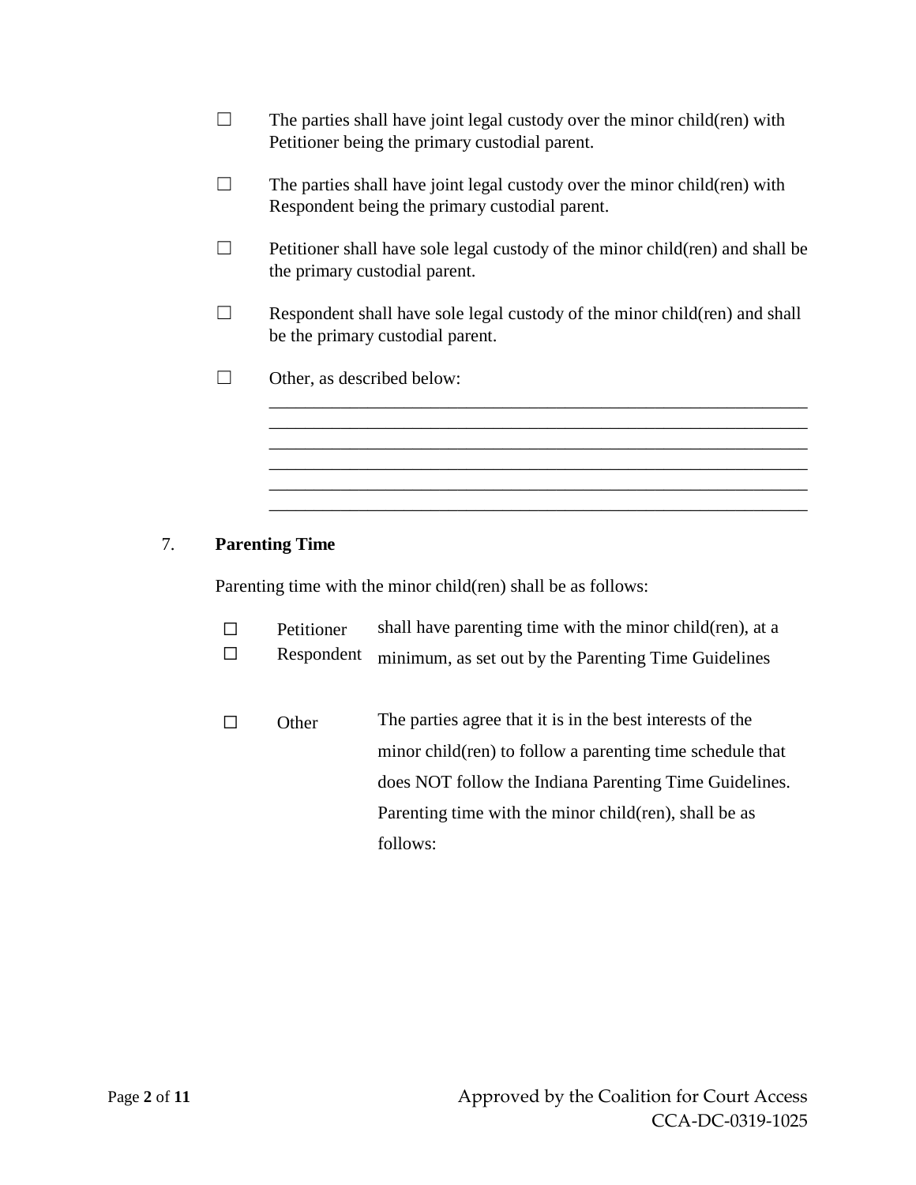☐ The parties shall have joint legal custody over the minor child(ren) with Petitioner being the primary custodial parent.

☐ The parties shall have joint legal custody over the minor child(ren) with Respondent being the primary custodial parent.

☐ Petitioner shall have sole legal custody of the minor child(ren) and shall be the primary custodial parent.

☐ Respondent shall have sole legal custody of the minor child(ren) and shall be the primary custodial parent.

☐ Other, as described below:

______________________________________________________________
______________________________________________________________
______________________________________________________________
______________________________________________________________
______________________________________________________________
______________________________________________________________

7. **Parenting Time**

Parenting time with the minor child(ren) shall be as follows:

| | | |
|---|---|---|
| ☐<br>☐ | Petitioner<br>Respondent | shall have parenting time with the minor child(ren), at a minimum, as set out by the Parenting Time Guidelines |
| ☐ | Other | The parties agree that it is in the best interests of the minor child(ren) to follow a parenting time schedule that does NOT follow the Indiana Parenting Time Guidelines. Parenting time with the minor child(ren), shall be as follows: |

Approved by the Coalition for Court Access
CCA-DC-0319-1025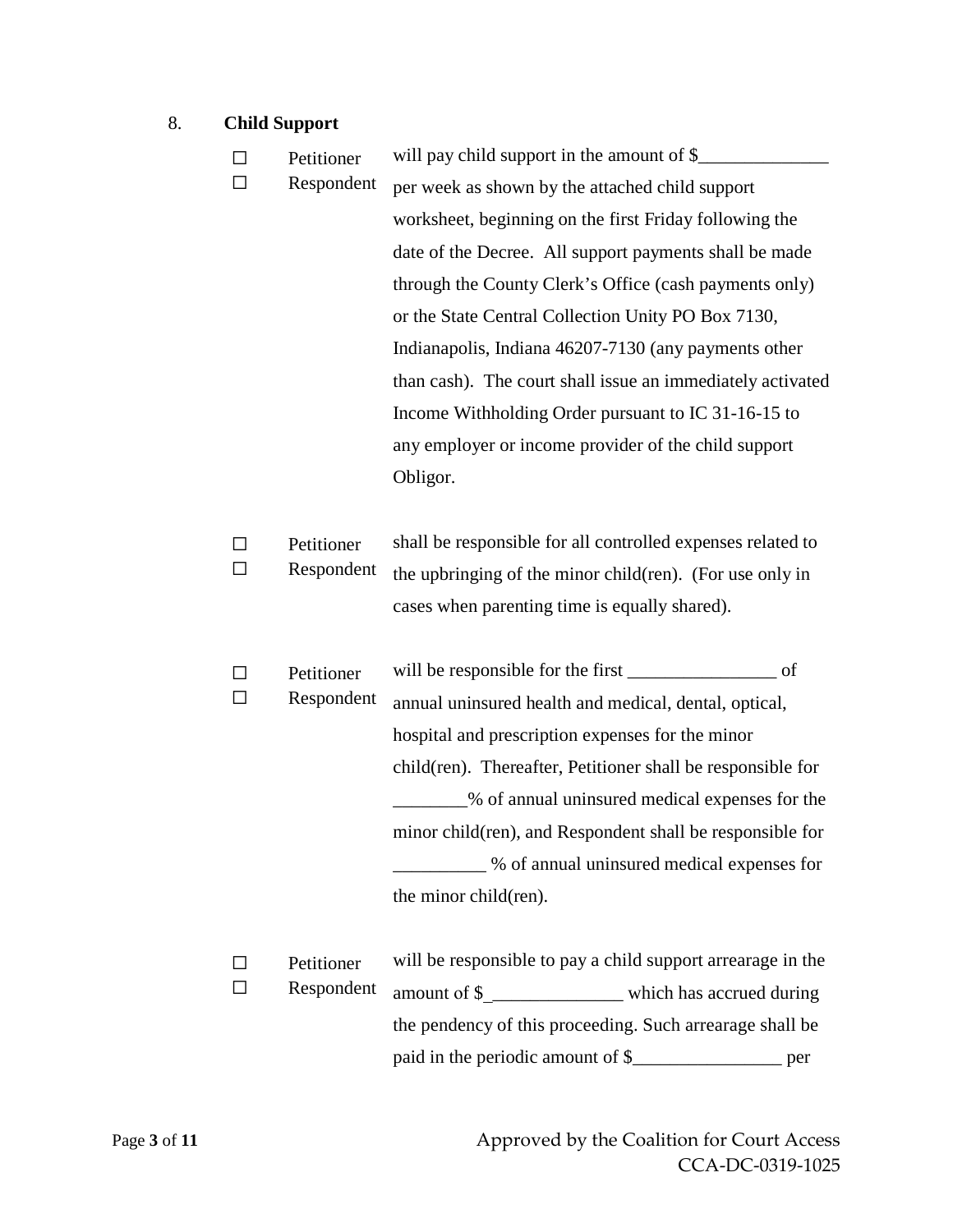8. **Child Support**

☐ Petitioner
☐ Respondent

will pay child support in the amount of $______________ per week as shown by the attached child support worksheet, beginning on the first Friday following the date of the Decree. All support payments shall be made through the County Clerk's Office (cash payments only) or the State Central Collection Unity PO Box 7130, Indianapolis, Indiana 46207-7130 (any payments other than cash). The court shall issue an immediately activated Income Withholding Order pursuant to IC 31-16-15 to any employer or income provider of the child support Obligor.

☐ Petitioner
☐ Respondent

shall be responsible for all controlled expenses related to the upbringing of the minor child(ren). (For use only in cases when parenting time is equally shared).

☐ Petitioner
☐ Respondent

will be responsible for the first ________________ of annual uninsured health and medical, dental, optical, hospital and prescription expenses for the minor child(ren). Thereafter, Petitioner shall be responsible for ________% of annual uninsured medical expenses for the minor child(ren), and Respondent shall be responsible for __________ % of annual uninsured medical expenses for the minor child(ren).

☐ Petitioner
☐ Respondent

will be responsible to pay a child support arrearage in the amount of $_______________ which has accrued during the pendency of this proceeding. Such arrearage shall be paid in the periodic amount of $________________ per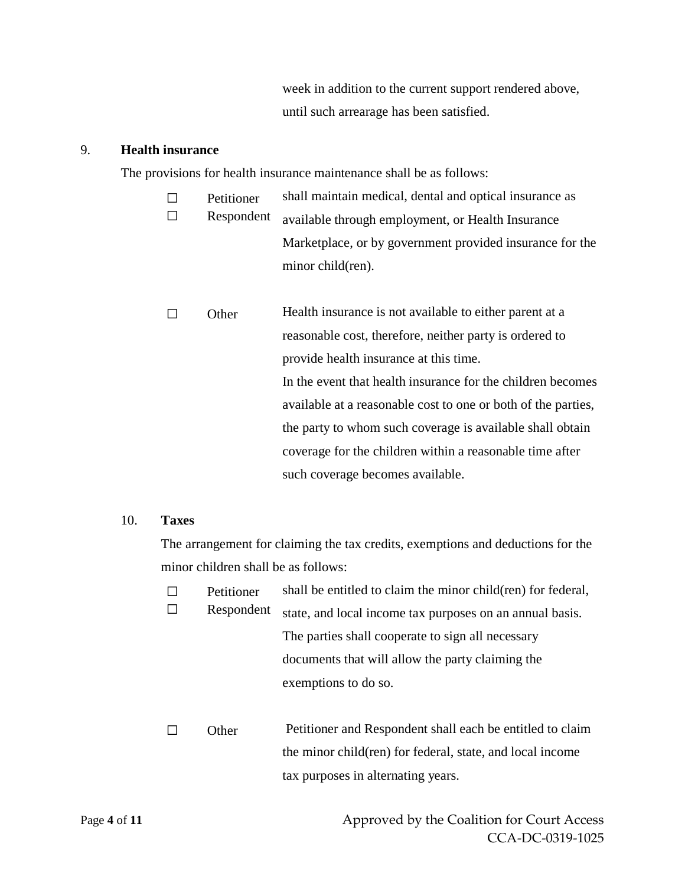week in addition to the current support rendered above, until such arrearage has been satisfied.

9. **Health insurance**

The provisions for health insurance maintenance shall be as follows:

☐ Petitioner
☐ Respondent

shall maintain medical, dental and optical insurance as available through employment, or Health Insurance Marketplace, or by government provided insurance for the minor child(ren).

☐ Other

Health insurance is not available to either parent at a reasonable cost, therefore, neither party is ordered to provide health insurance at this time.
In the event that health insurance for the children becomes available at a reasonable cost to one or both of the parties, the party to whom such coverage is available shall obtain coverage for the children within a reasonable time after such coverage becomes available.

10. **Taxes**

The arrangement for claiming the tax credits, exemptions and deductions for the minor children shall be as follows:

☐ Petitioner
☐ Respondent

shall be entitled to claim the minor child(ren) for federal, state, and local income tax purposes on an annual basis. The parties shall cooperate to sign all necessary documents that will allow the party claiming the exemptions to do so.

☐ Other

Petitioner and Respondent shall each be entitled to claim the minor child(ren) for federal, state, and local income tax purposes in alternating years.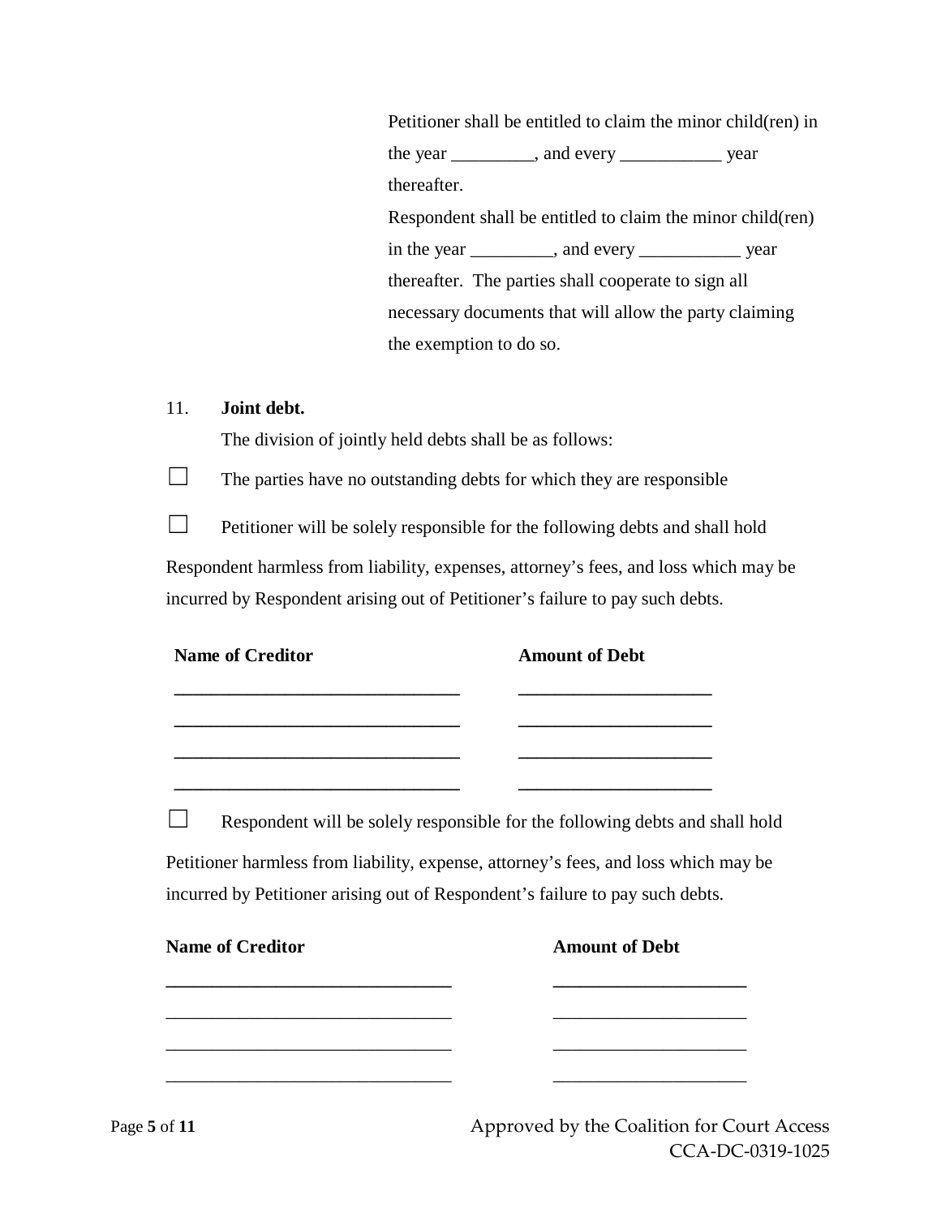Petitioner shall be entitled to claim the minor child(ren) in the year _________, and every ___________ year thereafter.

Respondent shall be entitled to claim the minor child(ren) in the year _________, and every ___________ year thereafter. The parties shall cooperate to sign all necessary documents that will allow the party claiming the exemption to do so.

11. **Joint debt.**

The division of jointly held debts shall be as follows:

☐ The parties have no outstanding debts for which they are responsible

☐ Petitioner will be solely responsible for the following debts and shall hold Respondent harmless from liability, expenses, attorney's fees, and loss which may be incurred by Respondent arising out of Petitioner's failure to pay such debts.

| Name of Creditor | Amount of Debt |
|---|---|
| _______________________________ | _____________________ |
| _______________________________ | _____________________ |
| _______________________________ | _____________________ |
| _______________________________ | _____________________ |

☐ Respondent will be solely responsible for the following debts and shall hold Petitioner harmless from liability, expense, attorney's fees, and loss which may be incurred by Petitioner arising out of Respondent's failure to pay such debts.

| Name of Creditor | Amount of Debt |
|---|---|
| _______________________________ | _____________________ |
| _______________________________ | _____________________ |
| _______________________________ | _____________________ |
| _______________________________ | _____________________ |

Approved by the Coalition for Court Access
CCA-DC-0319-1025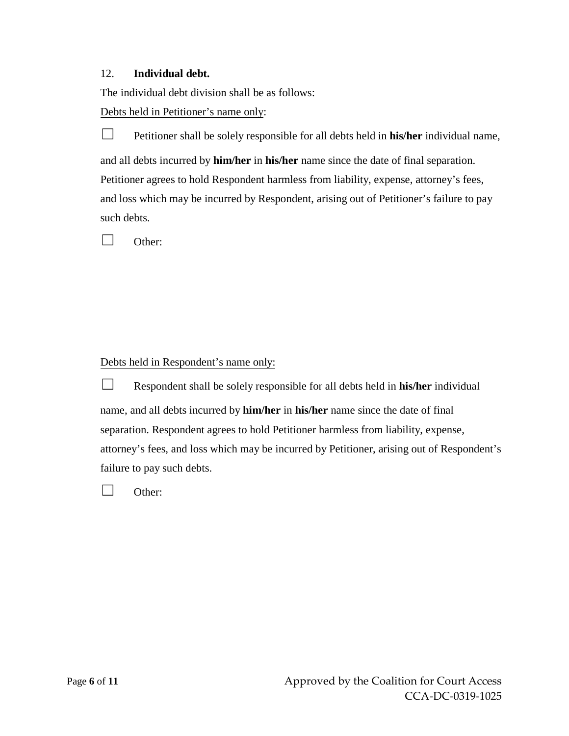12. **Individual debt.**

The individual debt division shall be as follows:

Debts held in Petitioner's name only:

☐ Petitioner shall be solely responsible for all debts held in **his/her** individual name, and all debts incurred by **him/her** in **his/her** name since the date of final separation. Petitioner agrees to hold Respondent harmless from liability, expense, attorney's fees, and loss which may be incurred by Respondent, arising out of Petitioner's failure to pay such debts.

☐ Other:

Debts held in Respondent's name only:

☐ Respondent shall be solely responsible for all debts held in **his/her** individual name, and all debts incurred by **him/her** in **his/her** name since the date of final separation. Respondent agrees to hold Petitioner harmless from liability, expense, attorney's fees, and loss which may be incurred by Petitioner, arising out of Respondent's failure to pay such debts.

☐ Other: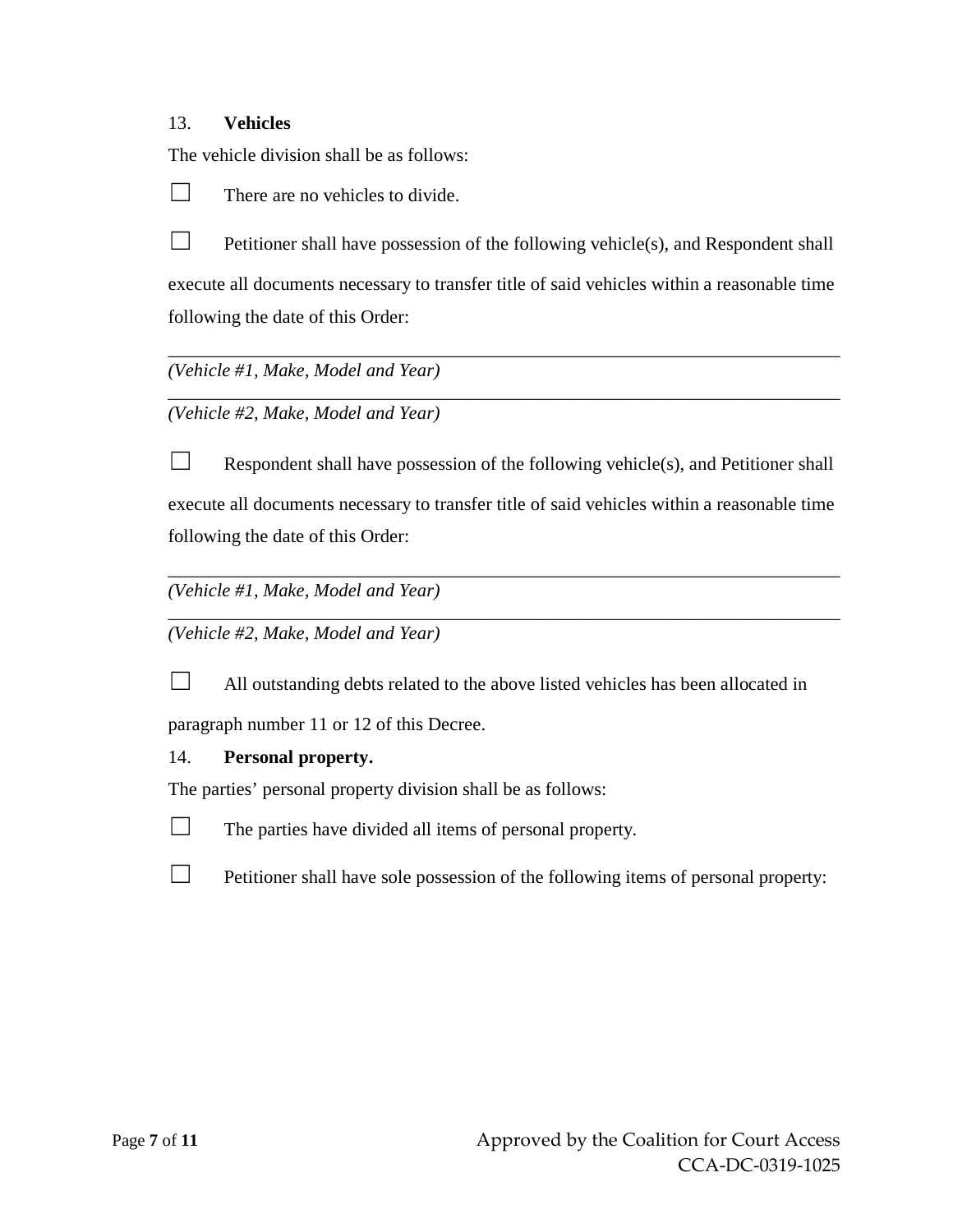13. **Vehicles**

The vehicle division shall be as follows:

☐ There are no vehicles to divide.

☐ Petitioner shall have possession of the following vehicle(s), and Respondent shall execute all documents necessary to transfer title of said vehicles within a reasonable time following the date of this Order:

___________________________________________________________________________
*(Vehicle #1, Make, Model and Year)*

___________________________________________________________________________
*(Vehicle #2, Make, Model and Year)*

☐ Respondent shall have possession of the following vehicle(s), and Petitioner shall execute all documents necessary to transfer title of said vehicles within a reasonable time following the date of this Order:

___________________________________________________________________________
*(Vehicle #1, Make, Model and Year)*

___________________________________________________________________________
*(Vehicle #2, Make, Model and Year)*

☐ All outstanding debts related to the above listed vehicles has been allocated in paragraph number 11 or 12 of this Decree.

14. **Personal property.**

The parties' personal property division shall be as follows:

☐ The parties have divided all items of personal property.

☐ Petitioner shall have sole possession of the following items of personal property: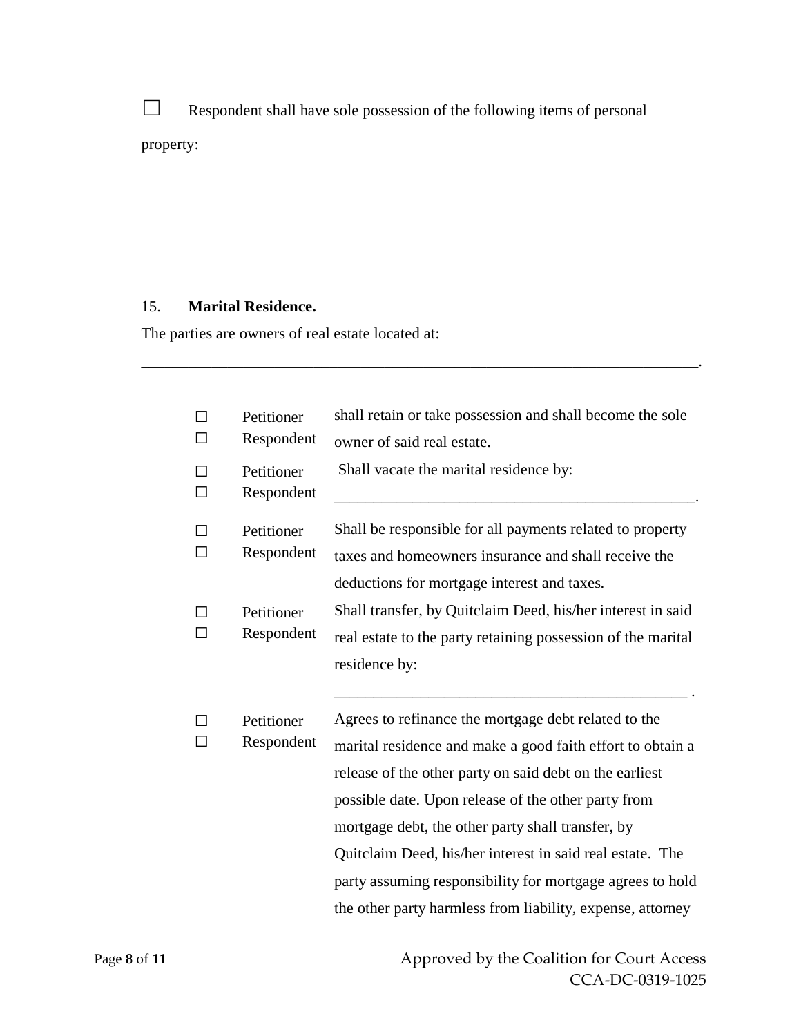☐ Respondent shall have sole possession of the following items of personal property:

15. **Marital Residence.**

The parties are owners of real estate located at:

\_\_\_\_\_\_\_\_\_\_\_\_\_\_\_\_\_\_\_\_\_\_\_\_\_\_\_\_\_\_\_\_\_\_\_\_\_\_\_\_\_\_\_\_\_\_\_\_\_\_\_\_\_\_\_\_\_\_\_\_\_\_\_\_\_\_\_\_\_\_\_\_.

| | | |
|---|---|---|
| ☐<br>☐ | Petitioner<br>Respondent | shall retain or take possession and shall become the sole owner of said real estate. |
| ☐<br>☐ | Petitioner<br>Respondent | Shall vacate the marital residence by: \_\_\_\_\_\_\_\_\_\_\_\_\_\_\_\_\_\_\_\_\_\_\_\_\_\_\_\_\_\_\_\_\_\_\_\_\_\_\_\_\_\_\_\_\_. |
| ☐<br>☐ | Petitioner<br>Respondent | Shall be responsible for all payments related to property taxes and homeowners insurance and shall receive the deductions for mortgage interest and taxes. |
| ☐<br>☐ | Petitioner<br>Respondent | Shall transfer, by Quitclaim Deed, his/her interest in said real estate to the party retaining possession of the marital residence by: \_\_\_\_\_\_\_\_\_\_\_\_\_\_\_\_\_\_\_\_\_\_\_\_\_\_\_\_\_\_\_\_\_\_\_\_\_\_\_\_\_\_\_ . |
| ☐<br>☐ | Petitioner<br>Respondent | Agrees to refinance the mortgage debt related to the marital residence and make a good faith effort to obtain a release of the other party on said debt on the earliest possible date. Upon release of the other party from mortgage debt, the other party shall transfer, by Quitclaim Deed, his/her interest in said real estate. The party assuming responsibility for mortgage agrees to hold the other party harmless from liability, expense, attorney |

Approved by the Coalition for Court Access
CCA-DC-0319-1025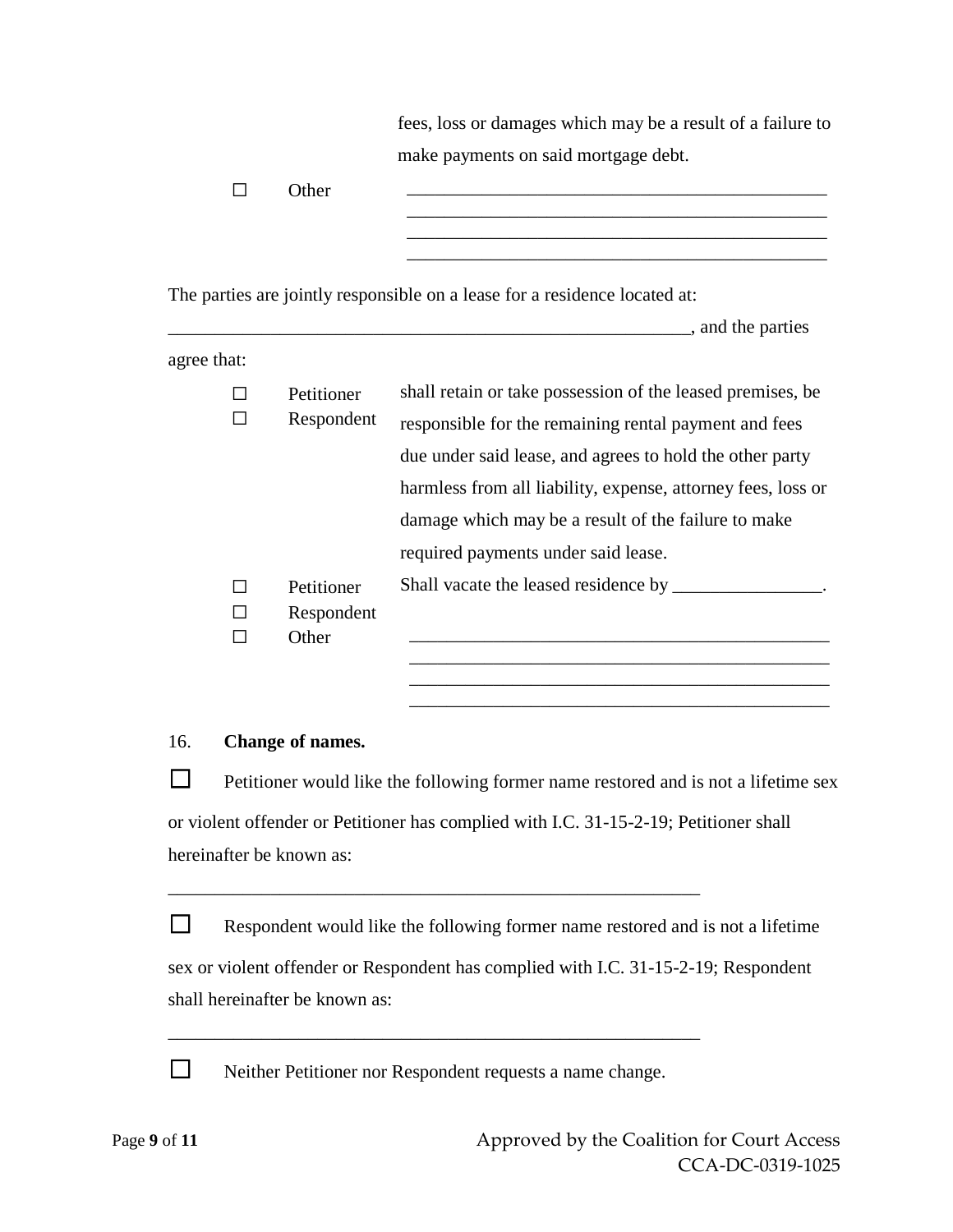fees, loss or damages which may be a result of a failure to make payments on said mortgage debt.

☐ Other ______________________________________________
______________________________________________
______________________________________________
______________________________________________

The parties are jointly responsible on a lease for a residence located at:
____________________________________________________________, and the parties agree that:

☐ Petitioner
☐ Respondent

shall retain or take possession of the leased premises, be responsible for the remaining rental payment and fees due under said lease, and agrees to hold the other party harmless from all liability, expense, attorney fees, loss or damage which may be a result of the failure to make required payments under said lease.

☐ Petitioner
☐ Respondent

Shall vacate the leased residence by ________________.

☐ Other ______________________________________________
______________________________________________
______________________________________________
______________________________________________

16. **Change of names.**

☐ Petitioner would like the following former name restored and is not a lifetime sex or violent offender or Petitioner has complied with I.C. 31-15-2-19; Petitioner shall hereinafter be known as:

____________________________________________________________

☐ Respondent would like the following former name restored and is not a lifetime sex or violent offender or Respondent has complied with I.C. 31-15-2-19; Respondent shall hereinafter be known as:

____________________________________________________________

☐ Neither Petitioner nor Respondent requests a name change.

Approved by the Coalition for Court Access
CCA-DC-0319-1025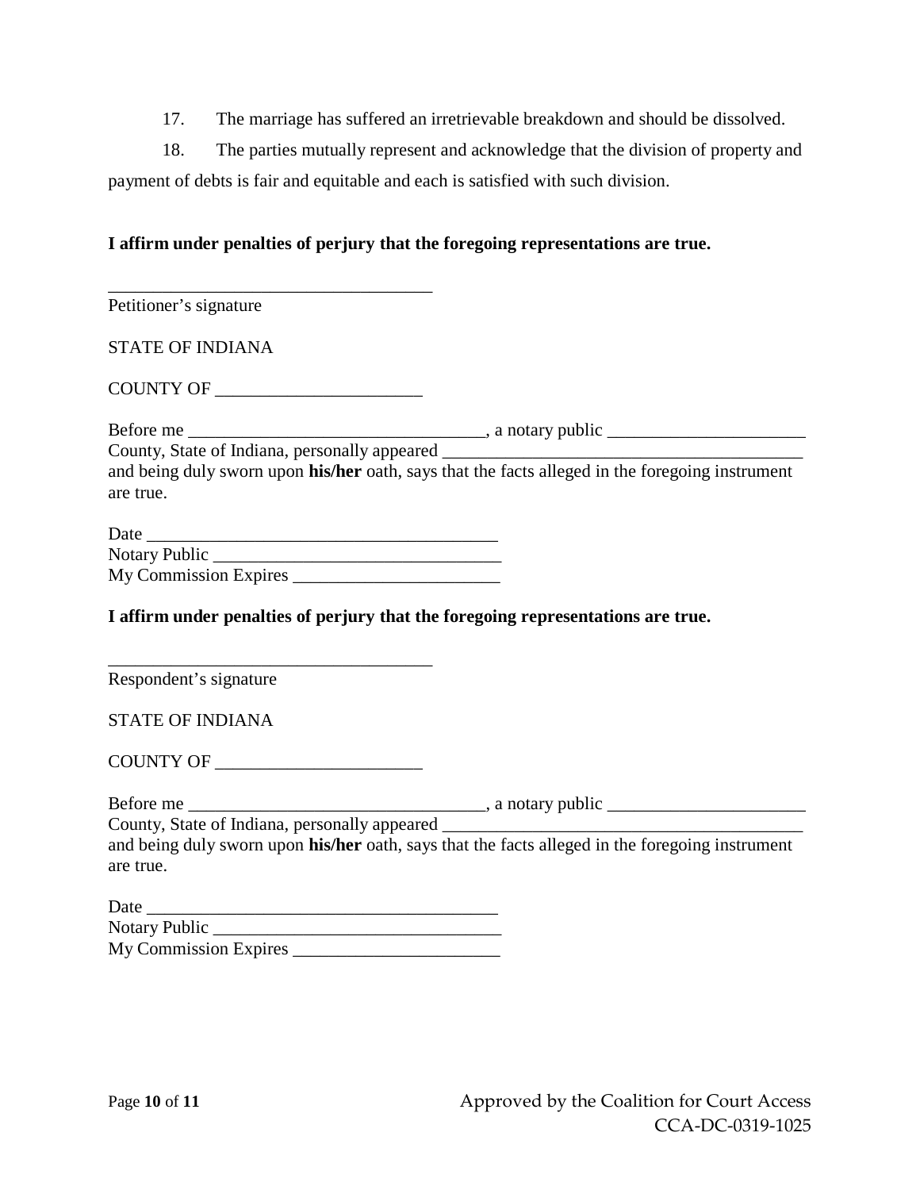17. The marriage has suffered an irretrievable breakdown and should be dissolved.

18. The parties mutually represent and acknowledge that the division of property and payment of debts is fair and equitable and each is satisfied with such division.

**I affirm under penalties of perjury that the foregoing representations are true.**

_____________________________________
Petitioner's signature

STATE OF INDIANA

COUNTY OF _______________________

Before me _________________________________, a notary public ______________________ County, State of Indiana, personally appeared ________________________________________ and being duly sworn upon **his/her** oath, says that the facts alleged in the foregoing instrument are true.

Date _______________________________________
Notary Public ________________________________
My Commission Expires _______________________

**I affirm under penalties of perjury that the foregoing representations are true.**

_____________________________________
Respondent's signature

STATE OF INDIANA

COUNTY OF _______________________

Before me _________________________________, a notary public ______________________ County, State of Indiana, personally appeared ________________________________________ and being duly sworn upon **his/her** oath, says that the facts alleged in the foregoing instrument are true.

Date _______________________________________
Notary Public ________________________________
My Commission Expires _______________________

Approved by the Coalition for Court Access
CCA-DC-0319-1025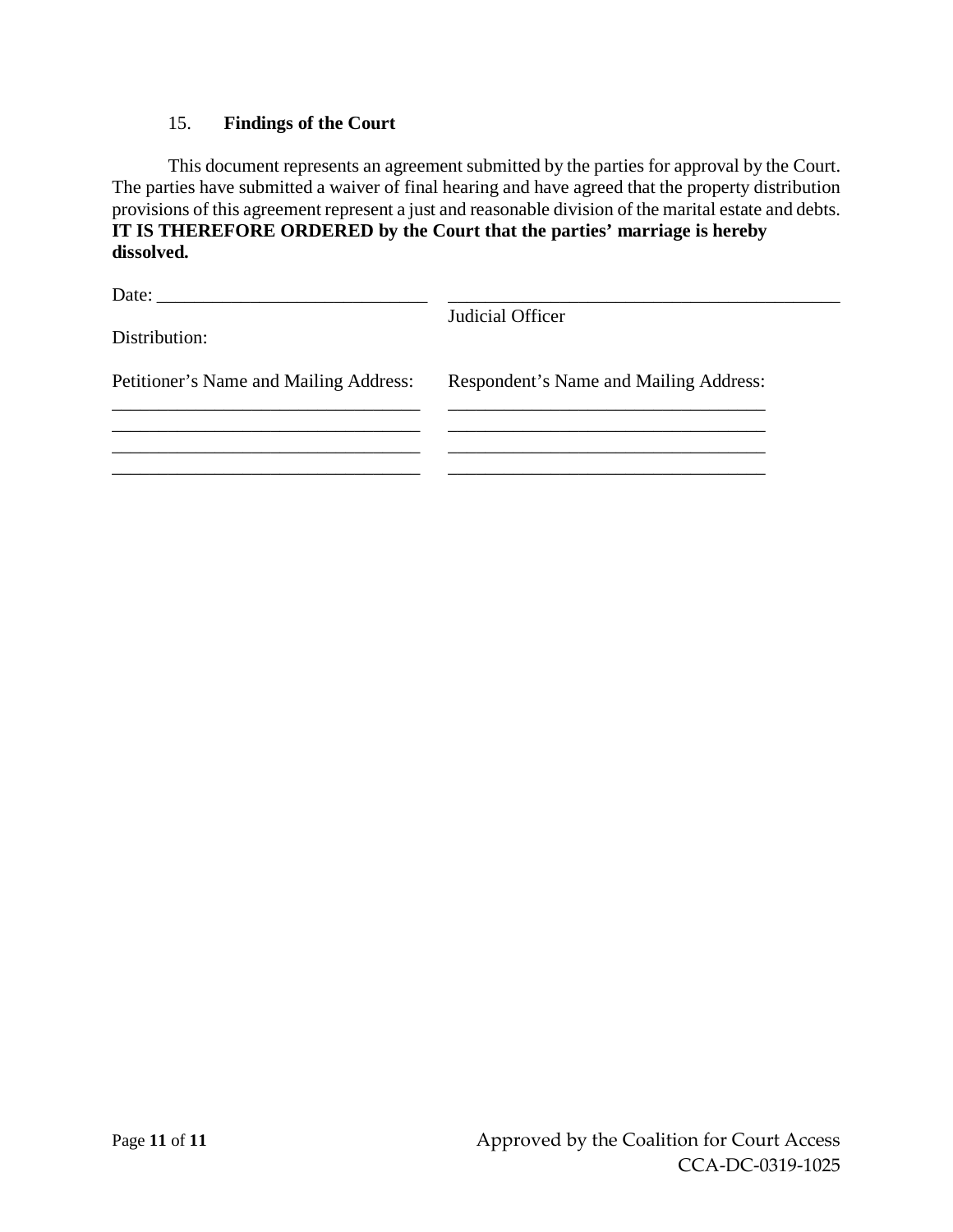15. **Findings of the Court**

This document represents an agreement submitted by the parties for approval by the Court. The parties have submitted a waiver of final hearing and have agreed that the property distribution provisions of this agreement represent a just and reasonable division of the marital estate and debts. **IT IS THEREFORE ORDERED by the Court that the parties' marriage is hereby dissolved.**

Date: ____________________________ ________________________________________

Judicial Officer

Distribution:

| Petitioner's Name and Mailing Address: | Respondent's Name and Mailing Address: |
|---|---|
| _________________________________ | _________________________________ |
| _________________________________ | _________________________________ |
| _________________________________ | _________________________________ |
| _________________________________ | _________________________________ |

Approved by the Coalition for Court Access
CCA-DC-0319-1025